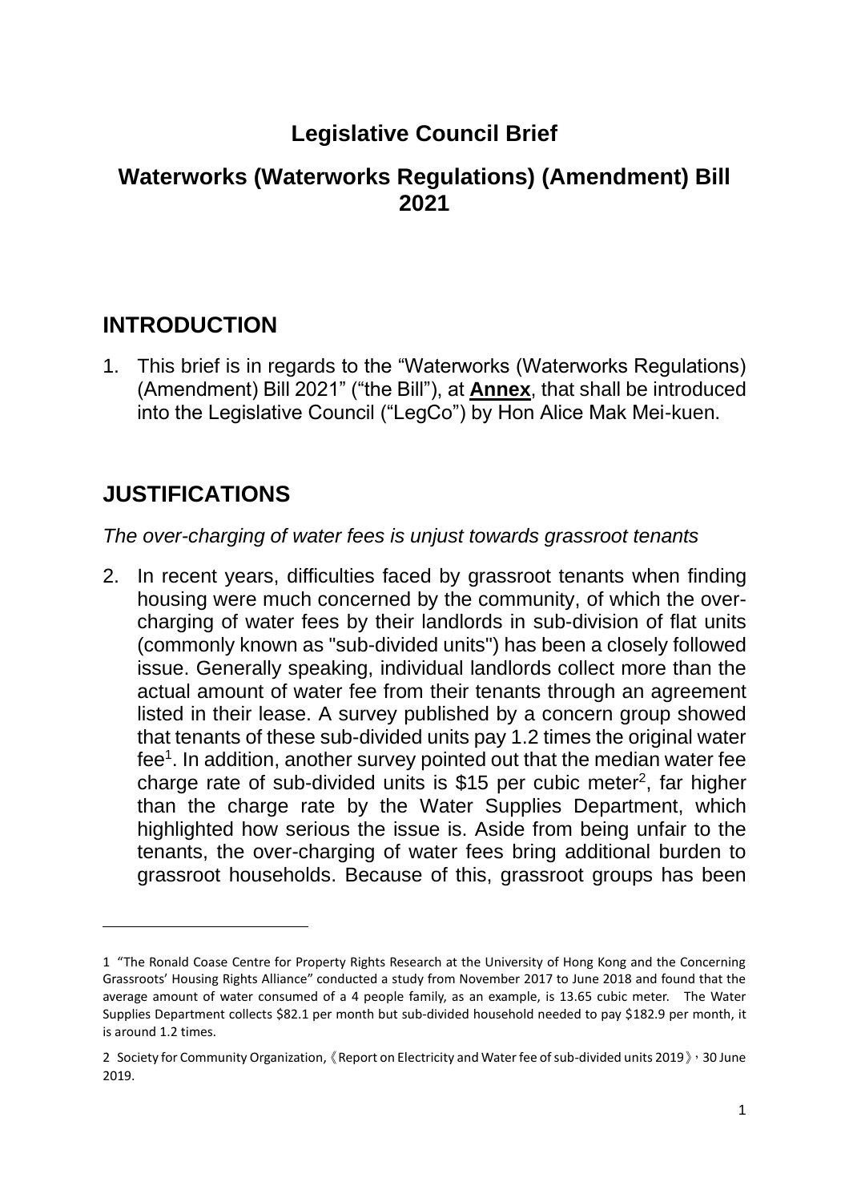# Legislative Council Brief

## Waterworks (Waterworks Regulations) (Amendment) Bill 2021

## INTRODUCTION

1. This brief is in regards to the "Waterworks (Waterworks Regulations) (Amendment) Bill 2021" ("the Bill"), at **Annex**, that shall be introduced into the Legislative Council ("LegCo") by Hon Alice Mak Mei-kuen.

## JUSTIFICATIONS

*The over-charging of water fees is unjust towards grassroot tenants*

2. In recent years, difficulties faced by grassroot tenants when finding housing were much concerned by the community, of which the over-charging of water fees by their landlords in sub-division of flat units (commonly known as "sub-divided units") has been a closely followed issue. Generally speaking, individual landlords collect more than the actual amount of water fee from their tenants through an agreement listed in their lease. A survey published by a concern group showed that tenants of these sub-divided units pay 1.2 times the original water fee[1]. In addition, another survey pointed out that the median water fee charge rate of sub-divided units is $15 per cubic meter[2], far higher than the charge rate by the Water Supplies Department, which highlighted how serious the issue is. Aside from being unfair to the tenants, the over-charging of water fees bring additional burden to grassroot households. Because of this, grassroot groups has been

---

1 "The Ronald Coase Centre for Property Rights Research at the University of Hong Kong and the Concerning Grassroots' Housing Rights Alliance" conducted a study from November 2017 to June 2018 and found that the average amount of water consumed of a 4 people family, as an example, is 13.65 cubic meter. The Water Supplies Department collects $82.1 per month but sub-divided household needed to pay $182.9 per month, it is around 1.2 times.

2 Society for Community Organization,《Report on Electricity and Water fee of sub-divided units 2019》, 30 June 2019.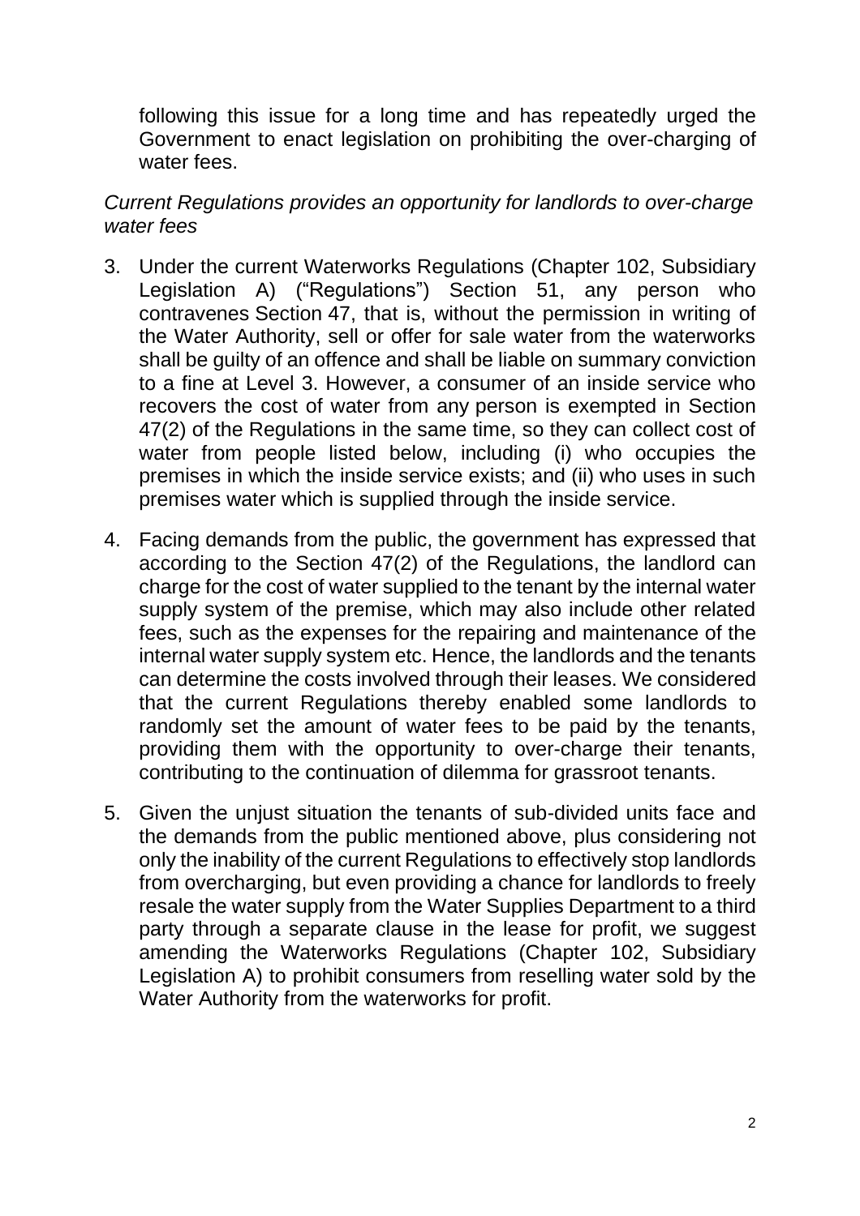following this issue for a long time and has repeatedly urged the Government to enact legislation on prohibiting the over-charging of water fees.

*Current Regulations provides an opportunity for landlords to over-charge water fees*

3. Under the current Waterworks Regulations (Chapter 102, Subsidiary Legislation A) ("Regulations") Section 51, any person who contravenes Section 47, that is, without the permission in writing of the Water Authority, sell or offer for sale water from the waterworks shall be guilty of an offence and shall be liable on summary conviction to a fine at Level 3. However, a consumer of an inside service who recovers the cost of water from any person is exempted in Section 47(2) of the Regulations in the same time, so they can collect cost of water from people listed below, including (i) who occupies the premises in which the inside service exists; and (ii) who uses in such premises water which is supplied through the inside service.

4. Facing demands from the public, the government has expressed that according to the Section 47(2) of the Regulations, the landlord can charge for the cost of water supplied to the tenant by the internal water supply system of the premise, which may also include other related fees, such as the expenses for the repairing and maintenance of the internal water supply system etc. Hence, the landlords and the tenants can determine the costs involved through their leases. We considered that the current Regulations thereby enabled some landlords to randomly set the amount of water fees to be paid by the tenants, providing them with the opportunity to over-charge their tenants, contributing to the continuation of dilemma for grassroot tenants.

5. Given the unjust situation the tenants of sub-divided units face and the demands from the public mentioned above, plus considering not only the inability of the current Regulations to effectively stop landlords from overcharging, but even providing a chance for landlords to freely resale the water supply from the Water Supplies Department to a third party through a separate clause in the lease for profit, we suggest amending the Waterworks Regulations (Chapter 102, Subsidiary Legislation A) to prohibit consumers from reselling water sold by the Water Authority from the waterworks for profit.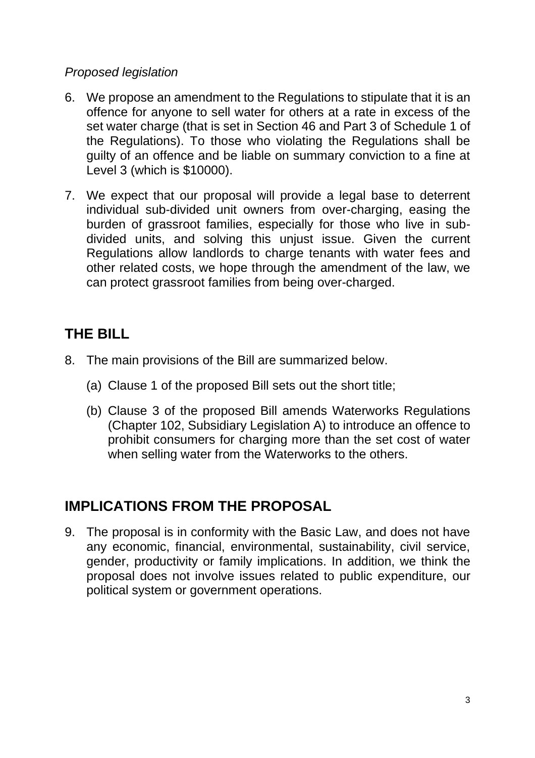*Proposed legislation*

6. We propose an amendment to the Regulations to stipulate that it is an offence for anyone to sell water for others at a rate in excess of the set water charge (that is set in Section 46 and Part 3 of Schedule 1 of the Regulations). To those who violating the Regulations shall be guilty of an offence and be liable on summary conviction to a fine at Level 3 (which is $10000).

7. We expect that our proposal will provide a legal base to deterrent individual sub-divided unit owners from over-charging, easing the burden of grassroot families, especially for those who live in sub-divided units, and solving this unjust issue. Given the current Regulations allow landlords to charge tenants with water fees and other related costs, we hope through the amendment of the law, we can protect grassroot families from being over-charged.

## THE BILL

8. The main provisions of the Bill are summarized below.

   (a) Clause 1 of the proposed Bill sets out the short title;

   (b) Clause 3 of the proposed Bill amends Waterworks Regulations (Chapter 102, Subsidiary Legislation A) to introduce an offence to prohibit consumers for charging more than the set cost of water when selling water from the Waterworks to the others.

## IMPLICATIONS FROM THE PROPOSAL

9. The proposal is in conformity with the Basic Law, and does not have any economic, financial, environmental, sustainability, civil service, gender, productivity or family implications. In addition, we think the proposal does not involve issues related to public expenditure, our political system or government operations.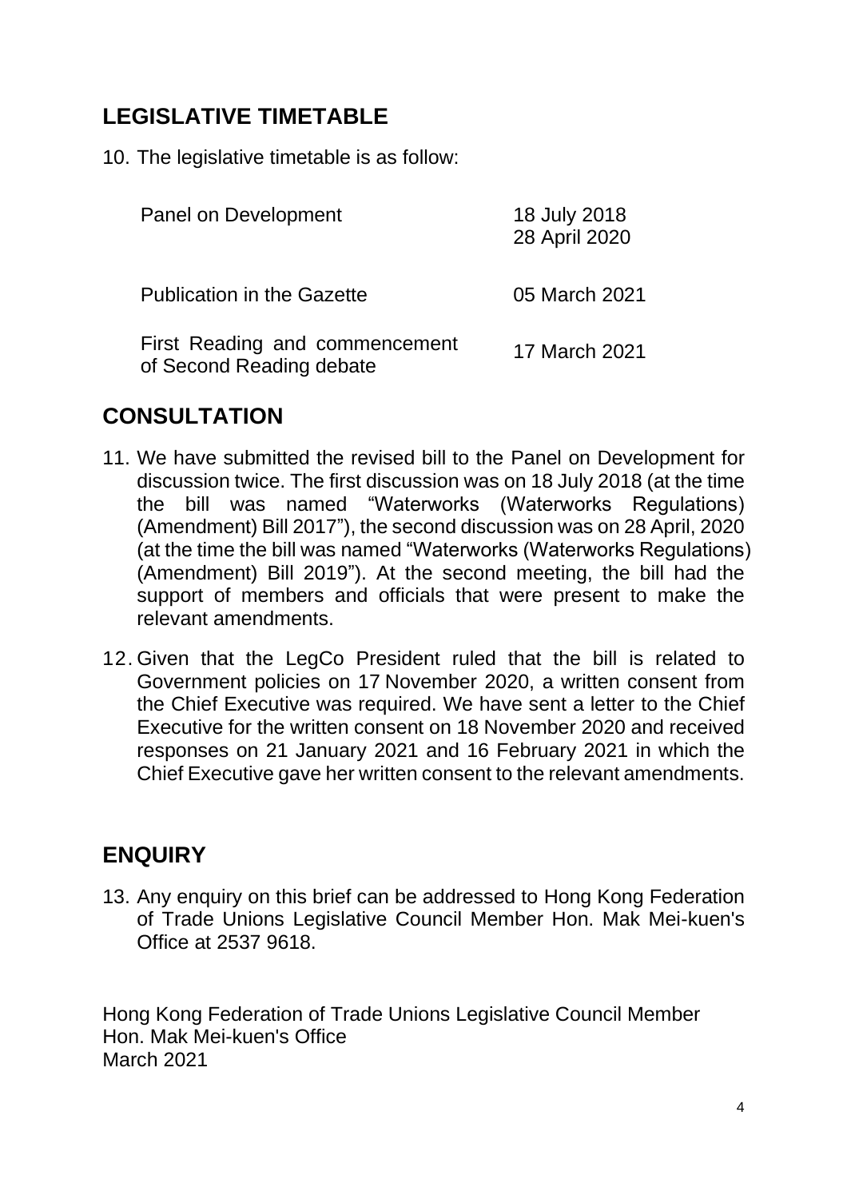## LEGISLATIVE TIMETABLE

10. The legislative timetable is as follow:

| | |
|---|---|
| Panel on Development | 18 July 2018<br>28 April 2020 |
| Publication in the Gazette | 05 March 2021 |
| First Reading and commencement of Second Reading debate | 17 March 2021 |

## CONSULTATION

11. We have submitted the revised bill to the Panel on Development for discussion twice. The first discussion was on 18 July 2018 (at the time the bill was named "Waterworks (Waterworks Regulations) (Amendment) Bill 2017"), the second discussion was on 28 April, 2020 (at the time the bill was named "Waterworks (Waterworks Regulations) (Amendment) Bill 2019"). At the second meeting, the bill had the support of members and officials that were present to make the relevant amendments.

12. Given that the LegCo President ruled that the bill is related to Government policies on 17 November 2020, a written consent from the Chief Executive was required. We have sent a letter to the Chief Executive for the written consent on 18 November 2020 and received responses on 21 January 2021 and 16 February 2021 in which the Chief Executive gave her written consent to the relevant amendments.

## ENQUIRY

13. Any enquiry on this brief can be addressed to Hong Kong Federation of Trade Unions Legislative Council Member Hon. Mak Mei-kuen's Office at 2537 9618.

Hong Kong Federation of Trade Unions Legislative Council Member
Hon. Mak Mei-kuen's Office
March 2021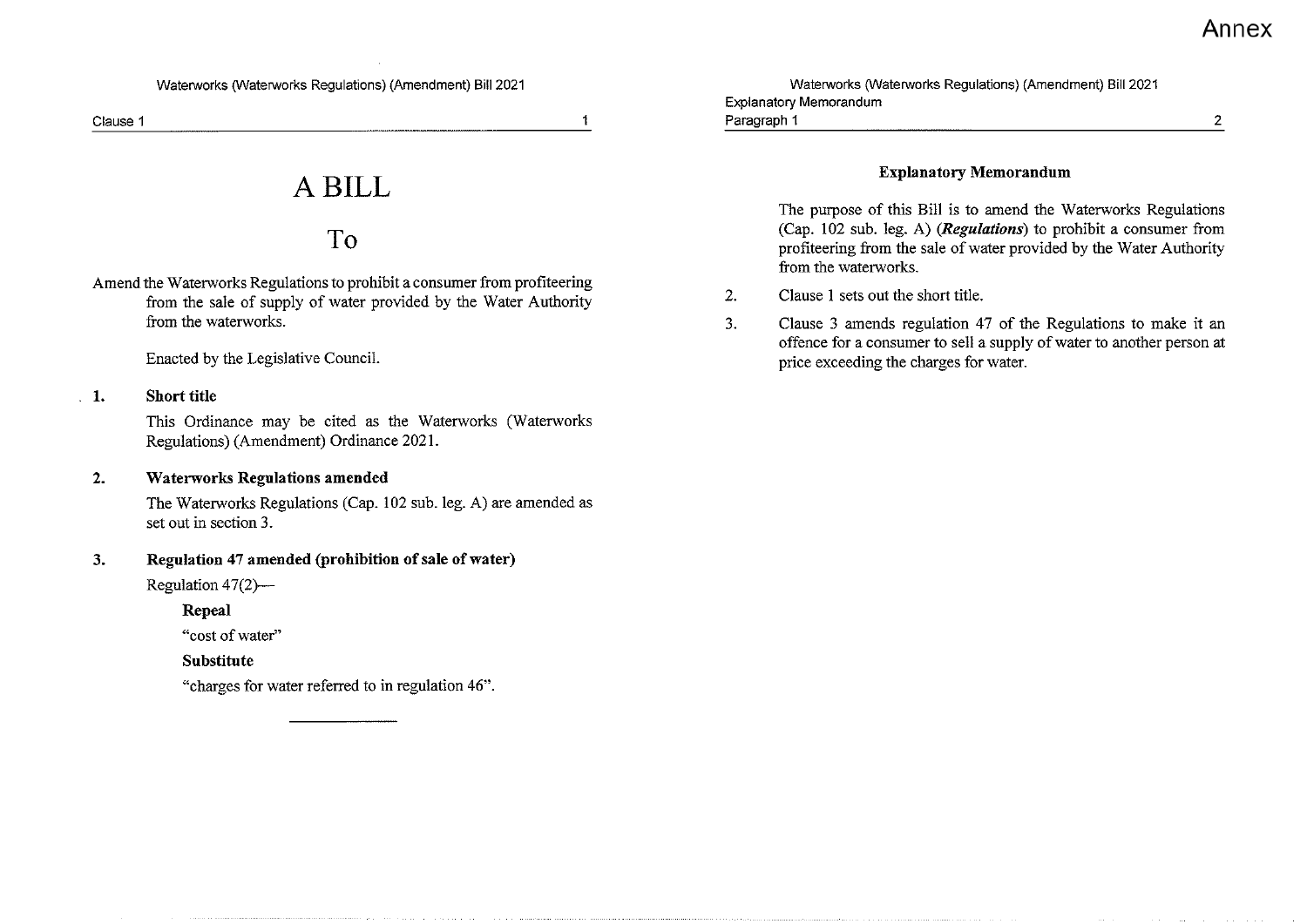Annex

# A BILL

## To

Amend the Waterworks Regulations to prohibit a consumer from profiteering from the sale of supply of water provided by the Water Authority from the waterworks.

Enacted by the Legislative Council.

**1. Short title**

This Ordinance may be cited as the Waterworks (Waterworks Regulations) (Amendment) Ordinance 2021.

**2. Waterworks Regulations amended**

The Waterworks Regulations (Cap. 102 sub. leg. A) are amended as set out in section 3.

**3. Regulation 47 amended (prohibition of sale of water)**

Regulation 47(2)—

**Repeal**

"cost of water"

**Substitute**

"charges for water referred to in regulation 46".

---

**Explanatory Memorandum**

1. The purpose of this Bill is to amend the Waterworks Regulations (Cap. 102 sub. leg. A) (***Regulations***) to prohibit a consumer from profiteering from the sale of water provided by the Water Authority from the waterworks.
2. Clause 1 sets out the short title.
3. Clause 3 amends regulation 47 of the Regulations to make it an offence for a consumer to sell a supply of water to another person at price exceeding the charges for water.